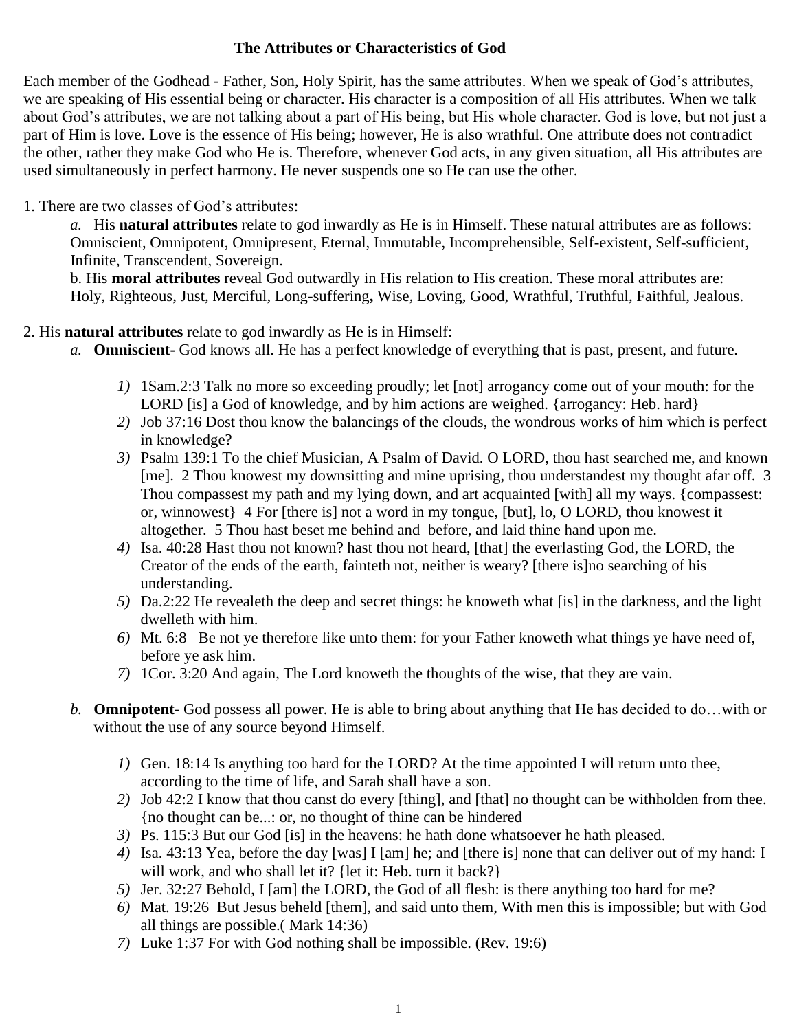# The Attributes or Characteristics of God

Each member of the Godhead - Father, Son, Holy Spirit, has the same attributes. When we speak of God's attributes, we are speaking of His essential being or character. His character is a composition of all His attributes. When we talk about God's attributes, we are not talking about a part of His being, but His whole character. God is love, but not just a part of Him is love. Love is the essence of His being; however, He is also wrathful. One attribute does not contradict the other, rather they make God who He is. Therefore, whenever God acts, in any given situation, all His attributes are used simultaneously in perfect harmony. He never suspends one so He can use the other.

1. There are two classes of God's attributes:

   *a.* His **natural attributes** relate to god inwardly as He is in Himself. These natural attributes are as follows: Omniscient, Omnipotent, Omnipresent, Eternal, Immutable, Incomprehensible, Self-existent, Self-sufficient, Infinite, Transcendent, Sovereign.

   b. His **moral attributes** reveal God outwardly in His relation to His creation. These moral attributes are: Holy, Righteous, Just, Merciful, Long-suffering**,** Wise, Loving, Good, Wrathful, Truthful, Faithful, Jealous.

2. His **natural attributes** relate to god inwardly as He is in Himself:

   *a.* **Omniscient-** God knows all. He has a perfect knowledge of everything that is past, present, and future.

      *1)* 1Sam.2:3 Talk no more so exceeding proudly; let [not] arrogancy come out of your mouth: for the LORD [is] a God of knowledge, and by him actions are weighed. {arrogancy: Heb. hard}
      *2)* Job 37:16 Dost thou know the balancings of the clouds, the wondrous works of him which is perfect in knowledge?
      *3)* Psalm 139:1 To the chief Musician, A Psalm of David. O LORD, thou hast searched me, and known [me]. 2 Thou knowest my downsitting and mine uprising, thou understandest my thought afar off. 3 Thou compassest my path and my lying down, and art acquainted [with] all my ways. {compassest: or, winnowest} 4 For [there is] not a word in my tongue, [but], lo, O LORD, thou knowest it altogether. 5 Thou hast beset me behind and before, and laid thine hand upon me.
      *4)* Isa. 40:28 Hast thou not known? hast thou not heard, [that] the everlasting God, the LORD, the Creator of the ends of the earth, fainteth not, neither is weary? [there is]no searching of his understanding.
      *5)* Da.2:22 He revealeth the deep and secret things: he knoweth what [is] in the darkness, and the light dwelleth with him.
      *6)* Mt. 6:8 Be not ye therefore like unto them: for your Father knoweth what things ye have need of, before ye ask him.
      *7)* 1Cor. 3:20 And again, The Lord knoweth the thoughts of the wise, that they are vain.

   *b.* **Omnipotent-** God possess all power. He is able to bring about anything that He has decided to do…with or without the use of any source beyond Himself.

      *1)* Gen. 18:14 Is anything too hard for the LORD? At the time appointed I will return unto thee, according to the time of life, and Sarah shall have a son.
      *2)* Job 42:2 I know that thou canst do every [thing], and [that] no thought can be withholden from thee. {no thought can be...: or, no thought of thine can be hindered
      *3)* Ps. 115:3 But our God [is] in the heavens: he hath done whatsoever he hath pleased.
      *4)* Isa. 43:13 Yea, before the day [was] I [am] he; and [there is] none that can deliver out of my hand: I will work, and who shall let it? {let it: Heb. turn it back?}
      *5)* Jer. 32:27 Behold, I [am] the LORD, the God of all flesh: is there anything too hard for me?
      *6)* Mat. 19:26 But Jesus beheld [them], and said unto them, With men this is impossible; but with God all things are possible.( Mark 14:36)
      *7)* Luke 1:37 For with God nothing shall be impossible. (Rev. 19:6)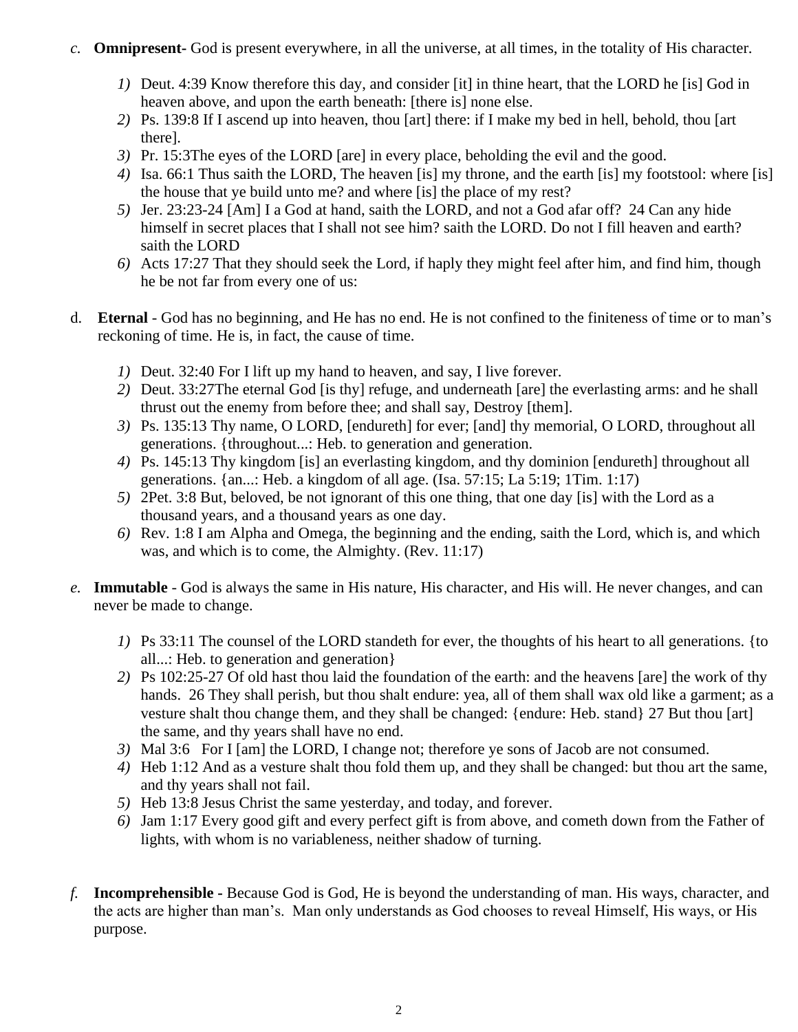*c.* **Omnipresent-** God is present everywhere, in all the universe, at all times, in the totality of His character.

*1)* Deut. 4:39 Know therefore this day, and consider [it] in thine heart, that the LORD he [is] God in heaven above, and upon the earth beneath: [there is] none else.
*2)* Ps. 139:8 If I ascend up into heaven, thou [art] there: if I make my bed in hell, behold, thou [art there].
*3)* Pr. 15:3The eyes of the LORD [are] in every place, beholding the evil and the good.
*4)* Isa. 66:1 Thus saith the LORD, The heaven [is] my throne, and the earth [is] my footstool: where [is] the house that ye build unto me? and where [is] the place of my rest?
*5)* Jer. 23:23-24 [Am] I a God at hand, saith the LORD, and not a God afar off? 24 Can any hide himself in secret places that I shall not see him? saith the LORD. Do not I fill heaven and earth? saith the LORD
*6)* Acts 17:27 That they should seek the Lord, if haply they might feel after him, and find him, though he be not far from every one of us:

d. **Eternal** - God has no beginning, and He has no end. He is not confined to the finiteness of time or to man's reckoning of time. He is, in fact, the cause of time.

*1)* Deut. 32:40 For I lift up my hand to heaven, and say, I live forever.
*2)* Deut. 33:27The eternal God [is thy] refuge, and underneath [are] the everlasting arms: and he shall thrust out the enemy from before thee; and shall say, Destroy [them].
*3)* Ps. 135:13 Thy name, O LORD, [endureth] for ever; [and] thy memorial, O LORD, throughout all generations. {throughout...: Heb. to generation and generation.
*4)* Ps. 145:13 Thy kingdom [is] an everlasting kingdom, and thy dominion [endureth] throughout all generations. {an...: Heb. a kingdom of all age. (Isa. 57:15; La 5:19; 1Tim. 1:17)
*5)* 2Pet. 3:8 But, beloved, be not ignorant of this one thing, that one day [is] with the Lord as a thousand years, and a thousand years as one day.
*6)* Rev. 1:8 I am Alpha and Omega, the beginning and the ending, saith the Lord, which is, and which was, and which is to come, the Almighty. (Rev. 11:17)

*e.* **Immutable** - God is always the same in His nature, His character, and His will. He never changes, and can never be made to change.

*1)* Ps 33:11 The counsel of the LORD standeth for ever, the thoughts of his heart to all generations. {to all...: Heb. to generation and generation}
*2)* Ps 102:25-27 Of old hast thou laid the foundation of the earth: and the heavens [are] the work of thy hands. 26 They shall perish, but thou shalt endure: yea, all of them shall wax old like a garment; as a vesture shalt thou change them, and they shall be changed: {endure: Heb. stand} 27 But thou [art] the same, and thy years shall have no end.
*3)* Mal 3:6 For I [am] the LORD, I change not; therefore ye sons of Jacob are not consumed.
*4)* Heb 1:12 And as a vesture shalt thou fold them up, and they shall be changed: but thou art the same, and thy years shall not fail.
*5)* Heb 13:8 Jesus Christ the same yesterday, and today, and forever.
*6)* Jam 1:17 Every good gift and every perfect gift is from above, and cometh down from the Father of lights, with whom is no variableness, neither shadow of turning.

*f.* **Incomprehensible -** Because God is God, He is beyond the understanding of man. His ways, character, and the acts are higher than man's. Man only understands as God chooses to reveal Himself, His ways, or His purpose.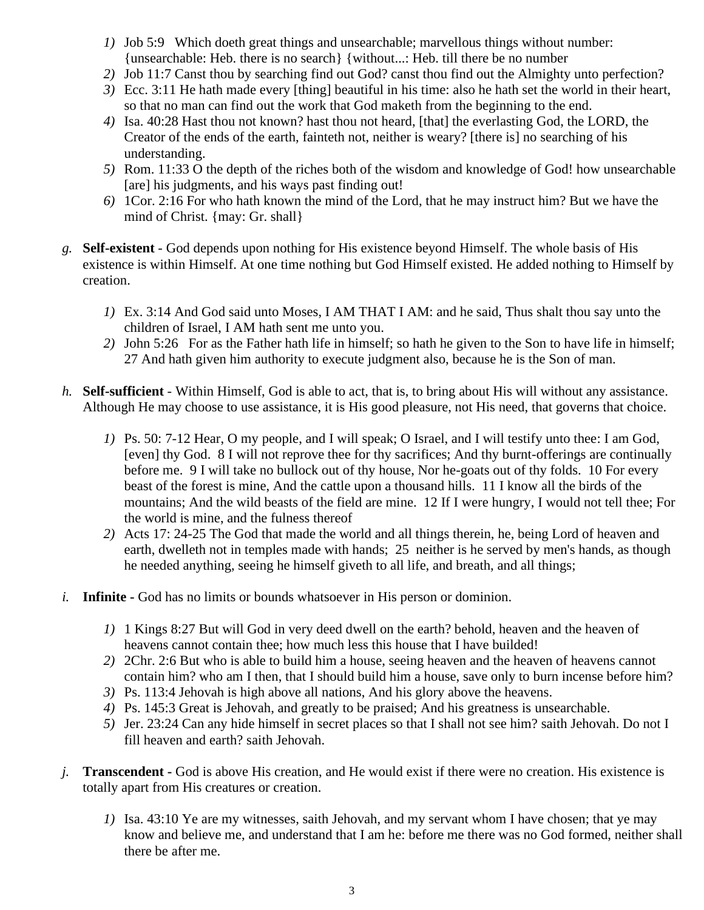1) Job 5:9 Which doeth great things and unsearchable; marvellous things without number: {unsearchable: Heb. there is no search} {without...: Heb. till there be no number
2) Job 11:7 Canst thou by searching find out God? canst thou find out the Almighty unto perfection?
3) Ecc. 3:11 He hath made every [thing] beautiful in his time: also he hath set the world in their heart, so that no man can find out the work that God maketh from the beginning to the end.
4) Isa. 40:28 Hast thou not known? hast thou not heard, [that] the everlasting God, the LORD, the Creator of the ends of the earth, fainteth not, neither is weary? [there is] no searching of his understanding.
5) Rom. 11:33 O the depth of the riches both of the wisdom and knowledge of God! how unsearchable [are] his judgments, and his ways past finding out!
6) 1Cor. 2:16 For who hath known the mind of the Lord, that he may instruct him? But we have the mind of Christ. {may: Gr. shall}

g. **Self-existent** - God depends upon nothing for His existence beyond Himself. The whole basis of His existence is within Himself. At one time nothing but God Himself existed. He added nothing to Himself by creation.

1) Ex. 3:14 And God said unto Moses, I AM THAT I AM: and he said, Thus shalt thou say unto the children of Israel, I AM hath sent me unto you.
2) John 5:26 For as the Father hath life in himself; so hath he given to the Son to have life in himself; 27 And hath given him authority to execute judgment also, because he is the Son of man.

h. **Self-sufficient** - Within Himself, God is able to act, that is, to bring about His will without any assistance. Although He may choose to use assistance, it is His good pleasure, not His need, that governs that choice.

1) Ps. 50: 7-12 Hear, O my people, and I will speak; O Israel, and I will testify unto thee: I am God, [even] thy God. 8 I will not reprove thee for thy sacrifices; And thy burnt-offerings are continually before me. 9 I will take no bullock out of thy house, Nor he-goats out of thy folds. 10 For every beast of the forest is mine, And the cattle upon a thousand hills. 11 I know all the birds of the mountains; And the wild beasts of the field are mine. 12 If I were hungry, I would not tell thee; For the world is mine, and the fulness thereof
2) Acts 17: 24-25 The God that made the world and all things therein, he, being Lord of heaven and earth, dwelleth not in temples made with hands; 25 neither is he served by men's hands, as though he needed anything, seeing he himself giveth to all life, and breath, and all things;

i. **Infinite -** God has no limits or bounds whatsoever in His person or dominion.

1) 1 Kings 8:27 But will God in very deed dwell on the earth? behold, heaven and the heaven of heavens cannot contain thee; how much less this house that I have builded!
2) 2Chr. 2:6 But who is able to build him a house, seeing heaven and the heaven of heavens cannot contain him? who am I then, that I should build him a house, save only to burn incense before him?
3) Ps. 113:4 Jehovah is high above all nations, And his glory above the heavens.
4) Ps. 145:3 Great is Jehovah, and greatly to be praised; And his greatness is unsearchable.
5) Jer. 23:24 Can any hide himself in secret places so that I shall not see him? saith Jehovah. Do not I fill heaven and earth? saith Jehovah.

j. **Transcendent -** God is above His creation, and He would exist if there were no creation. His existence is totally apart from His creatures or creation.

1) Isa. 43:10 Ye are my witnesses, saith Jehovah, and my servant whom I have chosen; that ye may know and believe me, and understand that I am he: before me there was no God formed, neither shall there be after me.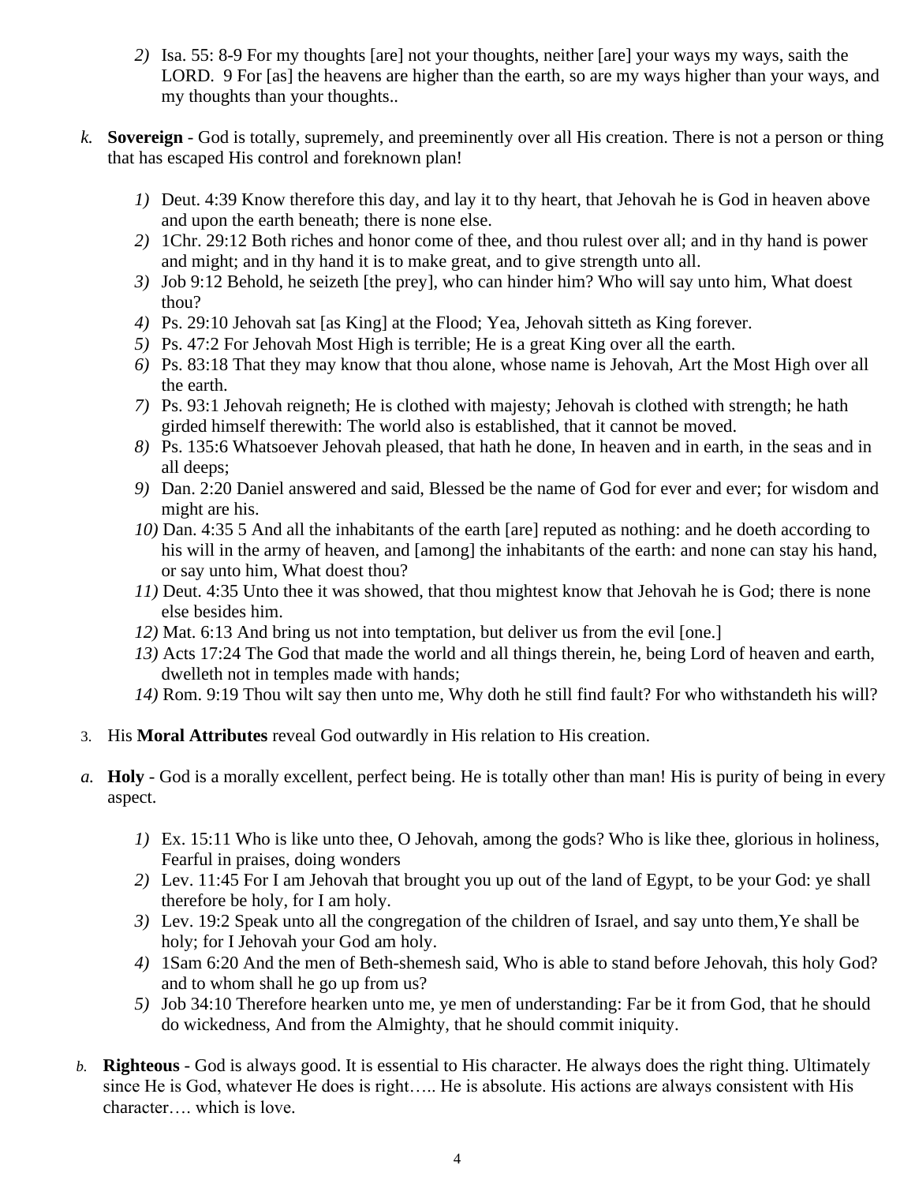2) Isa. 55: 8-9 For my thoughts [are] not your thoughts, neither [are] your ways my ways, saith the LORD.  9 For [as] the heavens are higher than the earth, so are my ways higher than your ways, and my thoughts than your thoughts..

*k.* **Sovereign** - God is totally, supremely, and preeminently over all His creation. There is not a person or thing that has escaped His control and foreknown plan!

1) Deut. 4:39 Know therefore this day, and lay it to thy heart, that Jehovah he is God in heaven above and upon the earth beneath; there is none else.
2) 1Chr. 29:12 Both riches and honor come of thee, and thou rulest over all; and in thy hand is power and might; and in thy hand it is to make great, and to give strength unto all.
3) Job 9:12 Behold, he seizeth [the prey], who can hinder him? Who will say unto him, What doest thou?
4) Ps. 29:10 Jehovah sat [as King] at the Flood; Yea, Jehovah sitteth as King forever.
5) Ps. 47:2 For Jehovah Most High is terrible; He is a great King over all the earth.
6) Ps. 83:18 That they may know that thou alone, whose name is Jehovah, Art the Most High over all the earth.
7) Ps. 93:1 Jehovah reigneth; He is clothed with majesty; Jehovah is clothed with strength; he hath girded himself therewith: The world also is established, that it cannot be moved.
8) Ps. 135:6 Whatsoever Jehovah pleased, that hath he done, In heaven and in earth, in the seas and in all deeps;
9) Dan. 2:20 Daniel answered and said, Blessed be the name of God for ever and ever; for wisdom and might are his.
10) Dan. 4:35 5 And all the inhabitants of the earth [are] reputed as nothing: and he doeth according to his will in the army of heaven, and [among] the inhabitants of the earth: and none can stay his hand, or say unto him, What doest thou?
11) Deut. 4:35 Unto thee it was showed, that thou mightest know that Jehovah he is God; there is none else besides him.
12) Mat. 6:13 And bring us not into temptation, but deliver us from the evil [one.]
13) Acts 17:24 The God that made the world and all things therein, he, being Lord of heaven and earth, dwelleth not in temples made with hands;
14) Rom. 9:19 Thou wilt say then unto me, Why doth he still find fault? For who withstandeth his will?

3. His **Moral Attributes** reveal God outwardly in His relation to His creation.

*a.* **Holy** - God is a morally excellent, perfect being. He is totally other than man! His is purity of being in every aspect.

1) Ex. 15:11 Who is like unto thee, O Jehovah, among the gods? Who is like thee, glorious in holiness, Fearful in praises, doing wonders
2) Lev. 11:45 For I am Jehovah that brought you up out of the land of Egypt, to be your God: ye shall therefore be holy, for I am holy.
3) Lev. 19:2 Speak unto all the congregation of the children of Israel, and say unto them,Ye shall be holy; for I Jehovah your God am holy.
4) 1Sam 6:20 And the men of Beth-shemesh said, Who is able to stand before Jehovah, this holy God? and to whom shall he go up from us?
5) Job 34:10 Therefore hearken unto me, ye men of understanding: Far be it from God, that he should do wickedness, And from the Almighty, that he should commit iniquity.

*b.* **Righteous** - God is always good. It is essential to His character. He always does the right thing. Ultimately since He is God, whatever He does is right….. He is absolute. His actions are always consistent with His character…. which is love.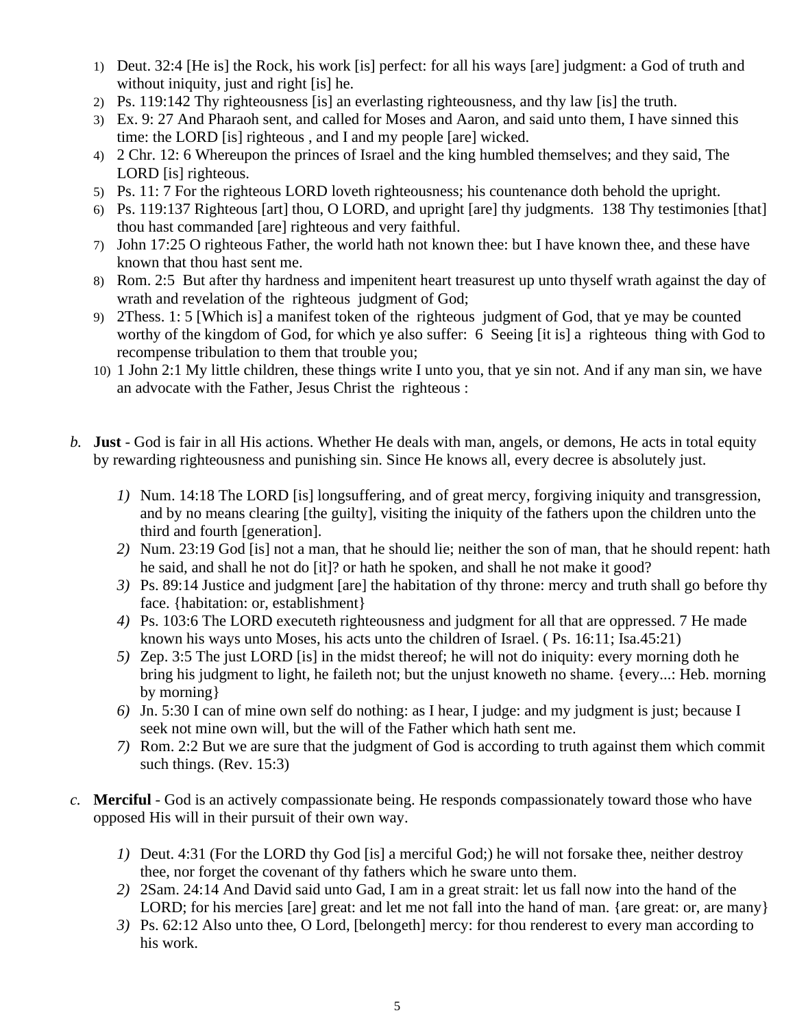1) Deut. 32:4 [He is] the Rock, his work [is] perfect: for all his ways [are] judgment: a God of truth and without iniquity, just and right [is] he.
2) Ps. 119:142 Thy righteousness [is] an everlasting righteousness, and thy law [is] the truth.
3) Ex. 9: 27 And Pharaoh sent, and called for Moses and Aaron, and said unto them, I have sinned this time: the LORD [is] righteous , and I and my people [are] wicked.
4) 2 Chr. 12: 6 Whereupon the princes of Israel and the king humbled themselves; and they said, The LORD [is] righteous.
5) Ps. 11: 7 For the righteous LORD loveth righteousness; his countenance doth behold the upright.
6) Ps. 119:137 Righteous [art] thou, O LORD, and upright [are] thy judgments. 138 Thy testimonies [that] thou hast commanded [are] righteous and very faithful.
7) John 17:25 O righteous Father, the world hath not known thee: but I have known thee, and these have known that thou hast sent me.
8) Rom. 2:5 But after thy hardness and impenitent heart treasurest up unto thyself wrath against the day of wrath and revelation of the righteous judgment of God;
9) 2Thess. 1: 5 [Which is] a manifest token of the righteous judgment of God, that ye may be counted worthy of the kingdom of God, for which ye also suffer: 6 Seeing [it is] a righteous thing with God to recompense tribulation to them that trouble you;
10) 1 John 2:1 My little children, these things write I unto you, that ye sin not. And if any man sin, we have an advocate with the Father, Jesus Christ the righteous :

*b.* **Just** - God is fair in all His actions. Whether He deals with man, angels, or demons, He acts in total equity by rewarding righteousness and punishing sin. Since He knows all, every decree is absolutely just.

*1)* Num. 14:18 The LORD [is] longsuffering, and of great mercy, forgiving iniquity and transgression, and by no means clearing [the guilty], visiting the iniquity of the fathers upon the children unto the third and fourth [generation].
*2)* Num. 23:19 God [is] not a man, that he should lie; neither the son of man, that he should repent: hath he said, and shall he not do [it]? or hath he spoken, and shall he not make it good?
*3)* Ps. 89:14 Justice and judgment [are] the habitation of thy throne: mercy and truth shall go before thy face. {habitation: or, establishment}
*4)* Ps. 103:6 The LORD executeth righteousness and judgment for all that are oppressed. 7 He made known his ways unto Moses, his acts unto the children of Israel. ( Ps. 16:11; Isa.45:21)
*5)* Zep. 3:5 The just LORD [is] in the midst thereof; he will not do iniquity: every morning doth he bring his judgment to light, he faileth not; but the unjust knoweth no shame. {every...: Heb. morning by morning}
*6)* Jn. 5:30 I can of mine own self do nothing: as I hear, I judge: and my judgment is just; because I seek not mine own will, but the will of the Father which hath sent me.
*7)* Rom. 2:2 But we are sure that the judgment of God is according to truth against them which commit such things. (Rev. 15:3)

*c.* **Merciful** - God is an actively compassionate being. He responds compassionately toward those who have opposed His will in their pursuit of their own way.

*1)* Deut. 4:31 (For the LORD thy God [is] a merciful God;) he will not forsake thee, neither destroy thee, nor forget the covenant of thy fathers which he sware unto them.
*2)* 2Sam. 24:14 And David said unto Gad, I am in a great strait: let us fall now into the hand of the LORD; for his mercies [are] great: and let me not fall into the hand of man. {are great: or, are many}
*3)* Ps. 62:12 Also unto thee, O Lord, [belongeth] mercy: for thou renderest to every man according to his work.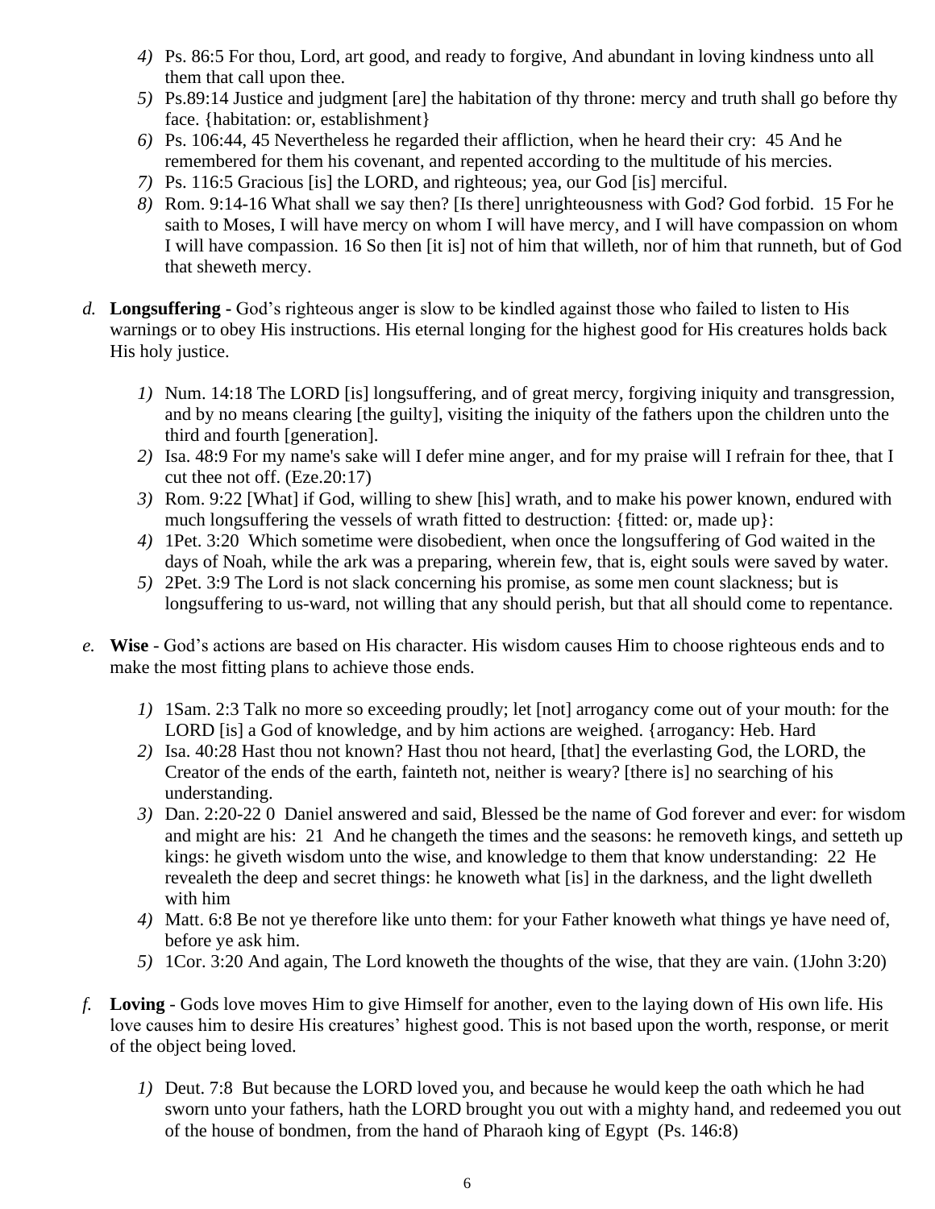4) Ps. 86:5 For thou, Lord, art good, and ready to forgive, And abundant in loving kindness unto all them that call upon thee.
5) Ps.89:14 Justice and judgment [are] the habitation of thy throne: mercy and truth shall go before thy face. {habitation: or, establishment}
6) Ps. 106:44, 45 Nevertheless he regarded their affliction, when he heard their cry: 45 And he remembered for them his covenant, and repented according to the multitude of his mercies.
7) Ps. 116:5 Gracious [is] the LORD, and righteous; yea, our God [is] merciful.
8) Rom. 9:14-16 What shall we say then? [Is there] unrighteousness with God? God forbid. 15 For he saith to Moses, I will have mercy on whom I will have mercy, and I will have compassion on whom I will have compassion. 16 So then [it is] not of him that willeth, nor of him that runneth, but of God that sheweth mercy.

*d.* **Longsuffering -** God's righteous anger is slow to be kindled against those who failed to listen to His warnings or to obey His instructions. His eternal longing for the highest good for His creatures holds back His holy justice.

1) Num. 14:18 The LORD [is] longsuffering, and of great mercy, forgiving iniquity and transgression, and by no means clearing [the guilty], visiting the iniquity of the fathers upon the children unto the third and fourth [generation].
2) Isa. 48:9 For my name's sake will I defer mine anger, and for my praise will I refrain for thee, that I cut thee not off. (Eze.20:17)
3) Rom. 9:22 [What] if God, willing to shew [his] wrath, and to make his power known, endured with much longsuffering the vessels of wrath fitted to destruction: {fitted: or, made up}:
4) 1Pet. 3:20 Which sometime were disobedient, when once the longsuffering of God waited in the days of Noah, while the ark was a preparing, wherein few, that is, eight souls were saved by water.
5) 2Pet. 3:9 The Lord is not slack concerning his promise, as some men count slackness; but is longsuffering to us-ward, not willing that any should perish, but that all should come to repentance.

*e.* **Wise** - God's actions are based on His character. His wisdom causes Him to choose righteous ends and to make the most fitting plans to achieve those ends.

1) 1Sam. 2:3 Talk no more so exceeding proudly; let [not] arrogancy come out of your mouth: for the LORD [is] a God of knowledge, and by him actions are weighed. {arrogancy: Heb. Hard
2) Isa. 40:28 Hast thou not known? Hast thou not heard, [that] the everlasting God, the LORD, the Creator of the ends of the earth, fainteth not, neither is weary? [there is] no searching of his understanding.
3) Dan. 2:20-22 0 Daniel answered and said, Blessed be the name of God forever and ever: for wisdom and might are his: 21 And he changeth the times and the seasons: he removeth kings, and setteth up kings: he giveth wisdom unto the wise, and knowledge to them that know understanding: 22 He revealeth the deep and secret things: he knoweth what [is] in the darkness, and the light dwelleth with him
4) Matt. 6:8 Be not ye therefore like unto them: for your Father knoweth what things ye have need of, before ye ask him.
5) 1Cor. 3:20 And again, The Lord knoweth the thoughts of the wise, that they are vain. (1John 3:20)

*f.* **Loving** - Gods love moves Him to give Himself for another, even to the laying down of His own life. His love causes him to desire His creatures' highest good. This is not based upon the worth, response, or merit of the object being loved.

1) Deut. 7:8 But because the LORD loved you, and because he would keep the oath which he had sworn unto your fathers, hath the LORD brought you out with a mighty hand, and redeemed you out of the house of bondmen, from the hand of Pharaoh king of Egypt (Ps. 146:8)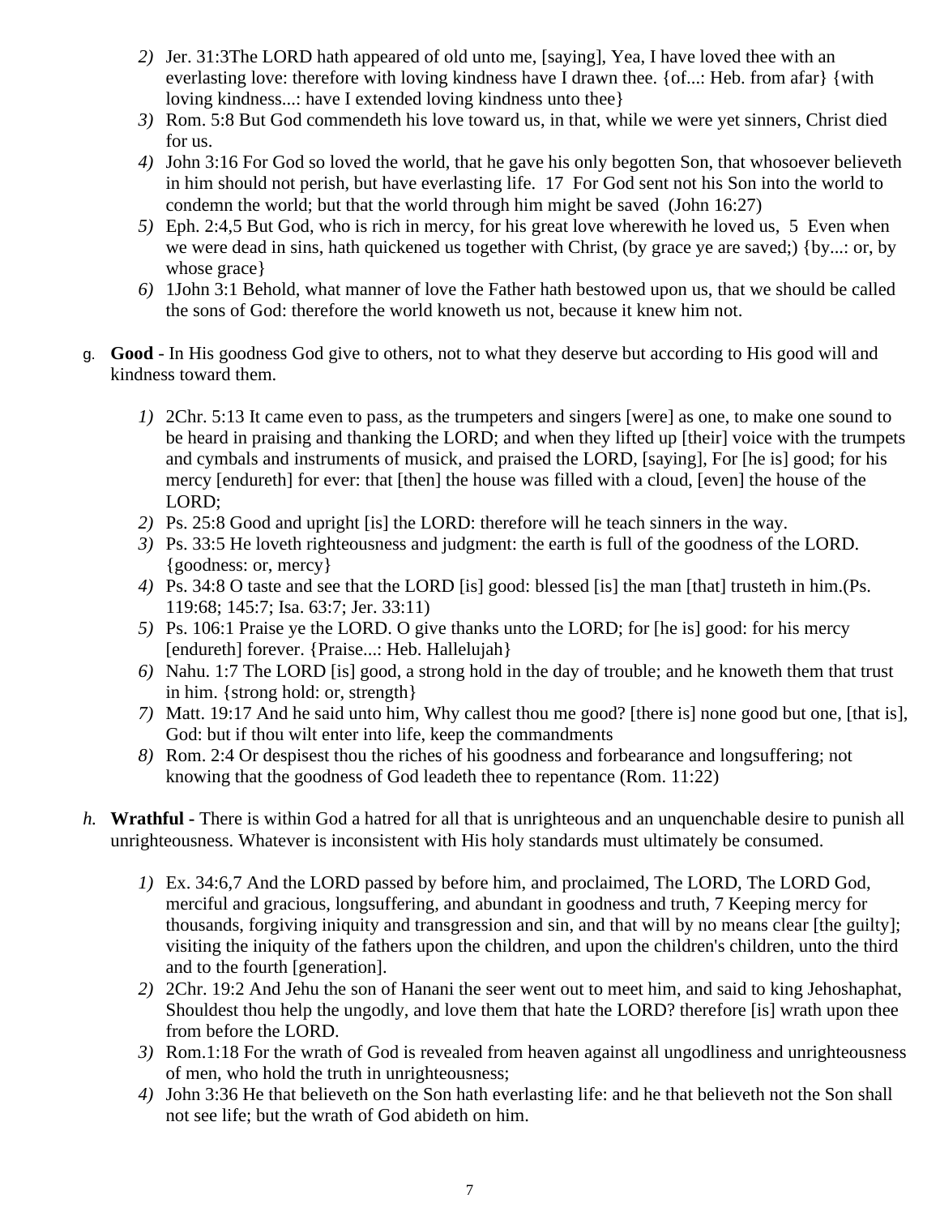2) Jer. 31:3The LORD hath appeared of old unto me, [saying], Yea, I have loved thee with an everlasting love: therefore with loving kindness have I drawn thee. {of...: Heb. from afar} {with loving kindness...: have I extended loving kindness unto thee}
3) Rom. 5:8 But God commendeth his love toward us, in that, while we were yet sinners, Christ died for us.
4) John 3:16 For God so loved the world, that he gave his only begotten Son, that whosoever believeth in him should not perish, but have everlasting life. 17 For God sent not his Son into the world to condemn the world; but that the world through him might be saved (John 16:27)
5) Eph. 2:4,5 But God, who is rich in mercy, for his great love wherewith he loved us, 5 Even when we were dead in sins, hath quickened us together with Christ, (by grace ye are saved;) {by...: or, by whose grace}
6) 1John 3:1 Behold, what manner of love the Father hath bestowed upon us, that we should be called the sons of God: therefore the world knoweth us not, because it knew him not.

g. **Good** - In His goodness God give to others, not to what they deserve but according to His good will and kindness toward them.

1) 2Chr. 5:13 It came even to pass, as the trumpeters and singers [were] as one, to make one sound to be heard in praising and thanking the LORD; and when they lifted up [their] voice with the trumpets and cymbals and instruments of musick, and praised the LORD, [saying], For [he is] good; for his mercy [endureth] for ever: that [then] the house was filled with a cloud, [even] the house of the LORD;
2) Ps. 25:8 Good and upright [is] the LORD: therefore will he teach sinners in the way.
3) Ps. 33:5 He loveth righteousness and judgment: the earth is full of the goodness of the LORD. {goodness: or, mercy}
4) Ps. 34:8 O taste and see that the LORD [is] good: blessed [is] the man [that] trusteth in him.(Ps. 119:68; 145:7; Isa. 63:7; Jer. 33:11)
5) Ps. 106:1 Praise ye the LORD. O give thanks unto the LORD; for [he is] good: for his mercy [endureth] forever. {Praise...: Heb. Hallelujah}
6) Nahu. 1:7 The LORD [is] good, a strong hold in the day of trouble; and he knoweth them that trust in him. {strong hold: or, strength}
7) Matt. 19:17 And he said unto him, Why callest thou me good? [there is] none good but one, [that is], God: but if thou wilt enter into life, keep the commandments
8) Rom. 2:4 Or despisest thou the riches of his goodness and forbearance and longsuffering; not knowing that the goodness of God leadeth thee to repentance (Rom. 11:22)

*h.* **Wrathful -** There is within God a hatred for all that is unrighteous and an unquenchable desire to punish all unrighteousness. Whatever is inconsistent with His holy standards must ultimately be consumed.

1) Ex. 34:6,7 And the LORD passed by before him, and proclaimed, The LORD, The LORD God, merciful and gracious, longsuffering, and abundant in goodness and truth, 7 Keeping mercy for thousands, forgiving iniquity and transgression and sin, and that will by no means clear [the guilty]; visiting the iniquity of the fathers upon the children, and upon the children's children, unto the third and to the fourth [generation].
2) 2Chr. 19:2 And Jehu the son of Hanani the seer went out to meet him, and said to king Jehoshaphat, Shouldest thou help the ungodly, and love them that hate the LORD? therefore [is] wrath upon thee from before the LORD.
3) Rom.1:18 For the wrath of God is revealed from heaven against all ungodliness and unrighteousness of men, who hold the truth in unrighteousness;
4) John 3:36 He that believeth on the Son hath everlasting life: and he that believeth not the Son shall not see life; but the wrath of God abideth on him.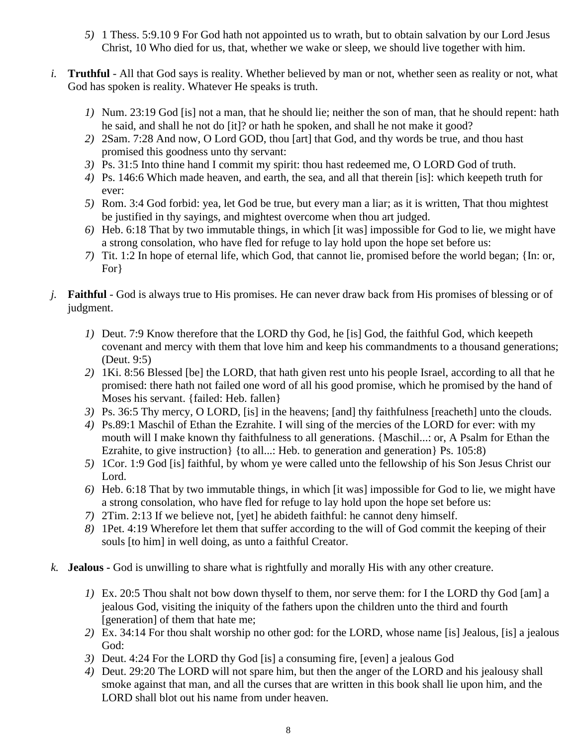5) 1 Thess. 5:9.10 9 For God hath not appointed us to wrath, but to obtain salvation by our Lord Jesus Christ, 10 Who died for us, that, whether we wake or sleep, we should live together with him.

*i.* **Truthful** - All that God says is reality. Whether believed by man or not, whether seen as reality or not, what God has spoken is reality. Whatever He speaks is truth.

1) Num. 23:19 God [is] not a man, that he should lie; neither the son of man, that he should repent: hath he said, and shall he not do [it]? or hath he spoken, and shall he not make it good?
2) 2Sam. 7:28 And now, O Lord GOD, thou [art] that God, and thy words be true, and thou hast promised this goodness unto thy servant:
3) Ps. 31:5 Into thine hand I commit my spirit: thou hast redeemed me, O LORD God of truth.
4) Ps. 146:6 Which made heaven, and earth, the sea, and all that therein [is]: which keepeth truth for ever:
5) Rom. 3:4 God forbid: yea, let God be true, but every man a liar; as it is written, That thou mightest be justified in thy sayings, and mightest overcome when thou art judged.
6) Heb. 6:18 That by two immutable things, in which [it was] impossible for God to lie, we might have a strong consolation, who have fled for refuge to lay hold upon the hope set before us:
7) Tit. 1:2 In hope of eternal life, which God, that cannot lie, promised before the world began; {In: or, For}

*j.* **Faithful** - God is always true to His promises. He can never draw back from His promises of blessing or of judgment.

1) Deut. 7:9 Know therefore that the LORD thy God, he [is] God, the faithful God, which keepeth covenant and mercy with them that love him and keep his commandments to a thousand generations; (Deut. 9:5)
2) 1Ki. 8:56 Blessed [be] the LORD, that hath given rest unto his people Israel, according to all that he promised: there hath not failed one word of all his good promise, which he promised by the hand of Moses his servant. {failed: Heb. fallen}
3) Ps. 36:5 Thy mercy, O LORD, [is] in the heavens; [and] thy faithfulness [reacheth] unto the clouds.
4) Ps.89:1 Maschil of Ethan the Ezrahite. I will sing of the mercies of the LORD for ever: with my mouth will I make known thy faithfulness to all generations. {Maschil...: or, A Psalm for Ethan the Ezrahite, to give instruction} {to all...: Heb. to generation and generation} Ps. 105:8)
5) 1Cor. 1:9 God [is] faithful, by whom ye were called unto the fellowship of his Son Jesus Christ our Lord.
6) Heb. 6:18 That by two immutable things, in which [it was] impossible for God to lie, we might have a strong consolation, who have fled for refuge to lay hold upon the hope set before us:
7) 2Tim. 2:13 If we believe not, [yet] he abideth faithful: he cannot deny himself.
8) 1Pet. 4:19 Wherefore let them that suffer according to the will of God commit the keeping of their souls [to him] in well doing, as unto a faithful Creator.

*k.* **Jealous -** God is unwilling to share what is rightfully and morally His with any other creature.

1) Ex. 20:5 Thou shalt not bow down thyself to them, nor serve them: for I the LORD thy God [am] a jealous God, visiting the iniquity of the fathers upon the children unto the third and fourth [generation] of them that hate me;
2) Ex. 34:14 For thou shalt worship no other god: for the LORD, whose name [is] Jealous, [is] a jealous God:
3) Deut. 4:24 For the LORD thy God [is] a consuming fire, [even] a jealous God
4) Deut. 29:20 The LORD will not spare him, but then the anger of the LORD and his jealousy shall smoke against that man, and all the curses that are written in this book shall lie upon him, and the LORD shall blot out his name from under heaven.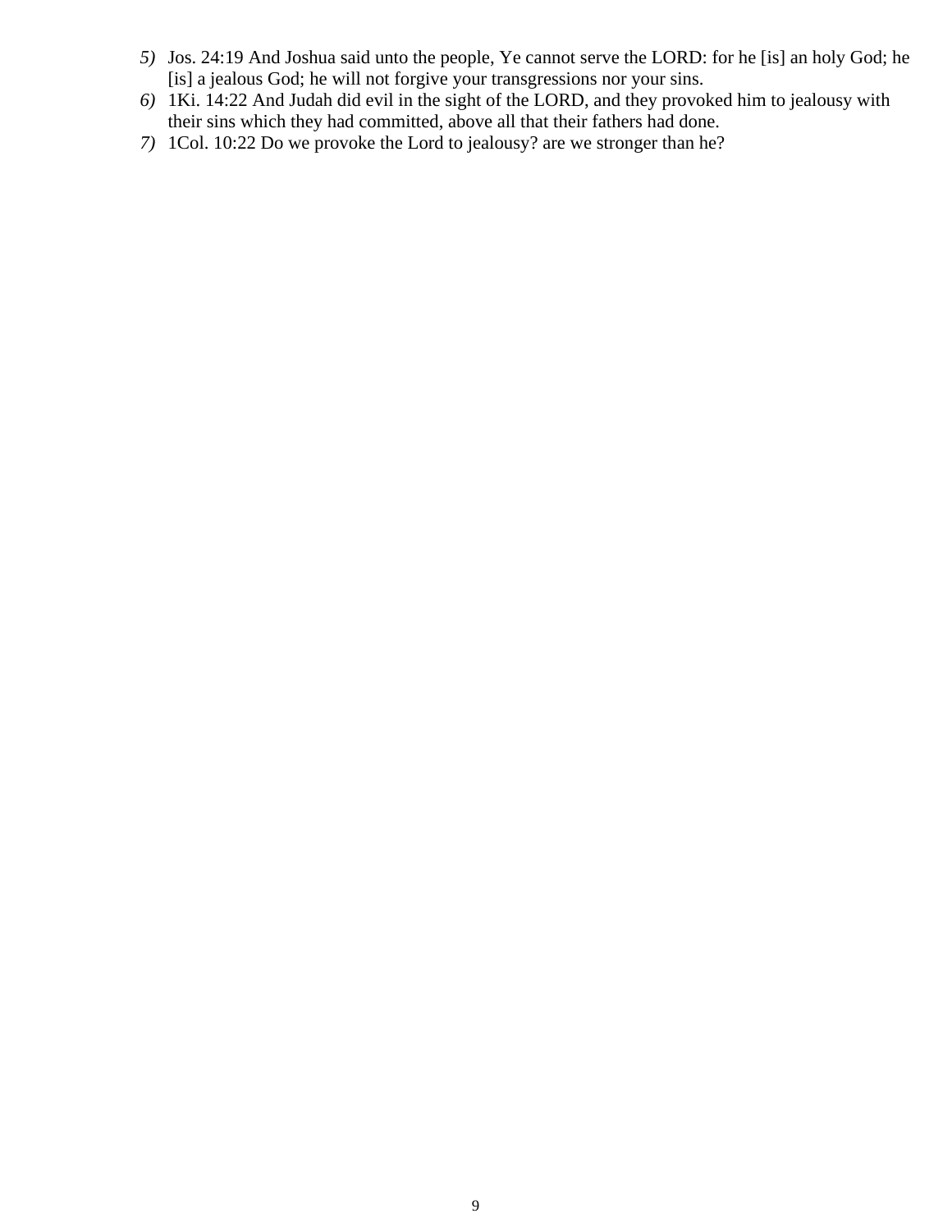5) Jos. 24:19 And Joshua said unto the people, Ye cannot serve the LORD: for he [is] an holy God; he [is] a jealous God; he will not forgive your transgressions nor your sins.
6) 1Ki. 14:22 And Judah did evil in the sight of the LORD, and they provoked him to jealousy with their sins which they had committed, above all that their fathers had done.
7) 1Col. 10:22 Do we provoke the Lord to jealousy? are we stronger than he?